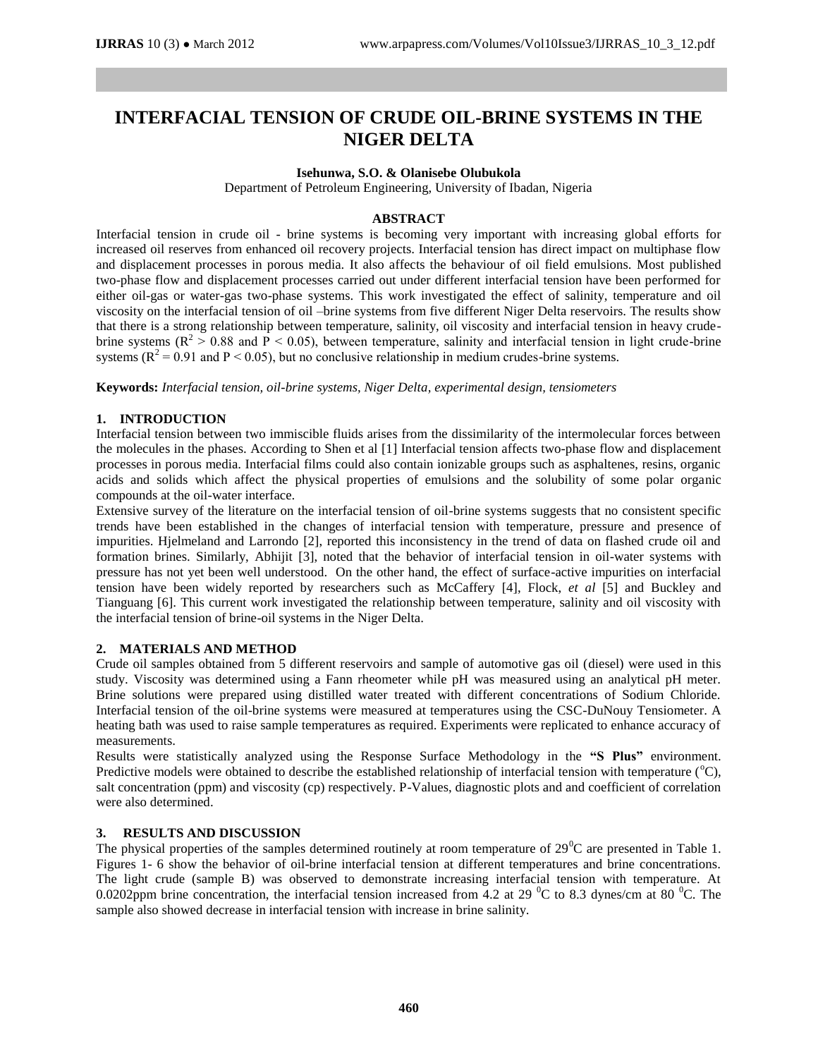# INTERFACIAL TENSION OF CRUDE OIL-BRINE SYSTEMS IN THE NIGER DELTA

**Isehunwa, S.O. & Olanisebe Olubukola**

Department of Petroleum Engineering, University of Ibadan, Nigeria

## ABSTRACT

Interfacial tension in crude oil - brine systems is becoming very important with increasing global efforts for increased oil reserves from enhanced oil recovery projects. Interfacial tension has direct impact on multiphase flow and displacement processes in porous media. It also affects the behaviour of oil field emulsions. Most published two-phase flow and displacement processes carried out under different interfacial tension have been performed for either oil-gas or water-gas two-phase systems. This work investigated the effect of salinity, temperature and oil viscosity on the interfacial tension of oil –brine systems from five different Niger Delta reservoirs. The results show that there is a strong relationship between temperature, salinity, oil viscosity and interfacial tension in heavy crude-brine systems ($R^2 > 0.88$ and $P < 0.05$), between temperature, salinity and interfacial tension in light crude-brine systems ($R^2 = 0.91$ and $P < 0.05$), but no conclusive relationship in medium crudes-brine systems.

**Keywords:** *Interfacial tension, oil-brine systems, Niger Delta, experimental design, tensiometers*

## 1. INTRODUCTION

Interfacial tension between two immiscible fluids arises from the dissimilarity of the intermolecular forces between the molecules in the phases. According to Shen et al [1] Interfacial tension affects two-phase flow and displacement processes in porous media. Interfacial films could also contain ionizable groups such as asphaltenes, resins, organic acids and solids which affect the physical properties of emulsions and the solubility of some polar organic compounds at the oil-water interface.

Extensive survey of the literature on the interfacial tension of oil-brine systems suggests that no consistent specific trends have been established in the changes of interfacial tension with temperature, pressure and presence of impurities. Hjelmeland and Larrondo [2], reported this inconsistency in the trend of data on flashed crude oil and formation brines. Similarly, Abhijit [3], noted that the behavior of interfacial tension in oil-water systems with pressure has not yet been well understood. On the other hand, the effect of surface-active impurities on interfacial tension have been widely reported by researchers such as McCaffery [4], Flock, *et al* [5] and Buckley and Tianguang [6]. This current work investigated the relationship between temperature, salinity and oil viscosity with the interfacial tension of brine-oil systems in the Niger Delta.

## 2. MATERIALS AND METHOD

Crude oil samples obtained from 5 different reservoirs and sample of automotive gas oil (diesel) were used in this study. Viscosity was determined using a Fann rheometer while pH was measured using an analytical pH meter. Brine solutions were prepared using distilled water treated with different concentrations of Sodium Chloride. Interfacial tension of the oil-brine systems were measured at temperatures using the CSC-DuNouy Tensiometer. A heating bath was used to raise sample temperatures as required. Experiments were replicated to enhance accuracy of measurements.

Results were statistically analyzed using the Response Surface Methodology in the **"S Plus"** environment. Predictive models were obtained to describe the established relationship of interfacial tension with temperature ($^oC$), salt concentration (ppm) and viscosity (cp) respectively. P-Values, diagnostic plots and and coefficient of correlation were also determined.

## 3. RESULTS AND DISCUSSION

The physical properties of the samples determined routinely at room temperature of $29^0C$ are presented in Table 1. Figures 1- 6 show the behavior of oil-brine interfacial tension at different temperatures and brine concentrations. The light crude (sample B) was observed to demonstrate increasing interfacial tension with temperature. At 0.0202ppm brine concentration, the interfacial tension increased from 4.2 at 29 $^0C$ to 8.3 dynes/cm at 80 $^0C$. The sample also showed decrease in interfacial tension with increase in brine salinity.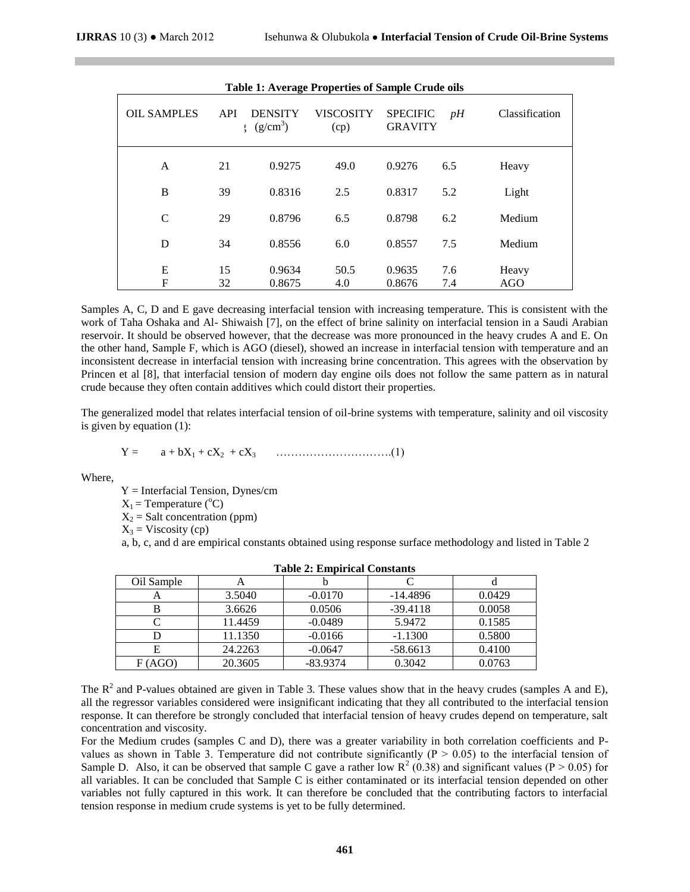**Table 1: Average Properties of Sample Crude oils**

| OIL SAMPLES | API | DENSITY ( $g/cm^3$ ) | VISCOSITY (cp) | SPECIFIC GRAVITY | *pH* | Classification |
|---|---|---|---|---|---|---|
| A | 21 | 0.9275 | 49.0 | 0.9276 | 6.5 | Heavy |
| B | 39 | 0.8316 | 2.5 | 0.8317 | 5.2 | Light |
| C | 29 | 0.8796 | 6.5 | 0.8798 | 6.2 | Medium |
| D | 34 | 0.8556 | 6.0 | 0.8557 | 7.5 | Medium |
| E | 15 | 0.9634 | 50.5 | 0.9635 | 7.6 | Heavy |
| F | 32 | 0.8675 | 4.0 | 0.8676 | 7.4 | AGO |

Samples A, C, D and E gave decreasing interfacial tension with increasing temperature. This is consistent with the work of Taha Oshaka and Al- Shiwaish [7], on the effect of brine salinity on interfacial tension in a Saudi Arabian reservoir. It should be observed however, that the decrease was more pronounced in the heavy crudes A and E. On the other hand, Sample F, which is AGO (diesel), showed an increase in interfacial tension with temperature and an inconsistent decrease in interfacial tension with increasing brine concentration. This agrees with the observation by Princen et al [8], that interfacial tension of modern day engine oils does not follow the same pattern as in natural crude because they often contain additives which could distort their properties.

The generalized model that relates interfacial tension of oil-brine systems with temperature, salinity and oil viscosity is given by equation (1):

$$Y = a + bX_1 + cX_2 + cX_3 \qquad \text{.............................(1)}$$

Where,

$Y$ = Interfacial Tension, Dynes/cm
$X_1$ = Temperature ($^oC$)
$X_2$ = Salt concentration (ppm)
$X_3$ = Viscosity (cp)
a, b, c, and d are empirical constants obtained using response surface methodology and listed in Table 2

**Table 2: Empirical Constants**

| Oil Sample | A | b | C | d |
|---|---|---|---|---|
| A | 3.5040 | -0.0170 | -14.4896 | 0.0429 |
| B | 3.6626 | 0.0506 | -39.4118 | 0.0058 |
| C | 11.4459 | -0.0489 | 5.9472 | 0.1585 |
| D | 11.1350 | -0.0166 | -1.1300 | 0.5800 |
| E | 24.2263 | -0.0647 | -58.6613 | 0.4100 |
| F (AGO) | 20.3605 | -83.9374 | 0.3042 | 0.0763 |

The $R^2$ and P-values obtained are given in Table 3. These values show that in the heavy crudes (samples A and E), all the regressor variables considered were insignificant indicating that they all contributed to the interfacial tension response. It can therefore be strongly concluded that interfacial tension of heavy crudes depend on temperature, salt concentration and viscosity.

For the Medium crudes (samples C and D), there was a greater variability in both correlation coefficients and P-values as shown in Table 3. Temperature did not contribute significantly ($P > 0.05$) to the interfacial tension of Sample D. Also, it can be observed that sample C gave a rather low $R^2$ (0.38) and significant values ($P > 0.05$) for all variables. It can be concluded that Sample C is either contaminated or its interfacial tension depended on other variables not fully captured in this work. It can therefore be concluded that the contributing factors to interfacial tension response in medium crude systems is yet to be fully determined.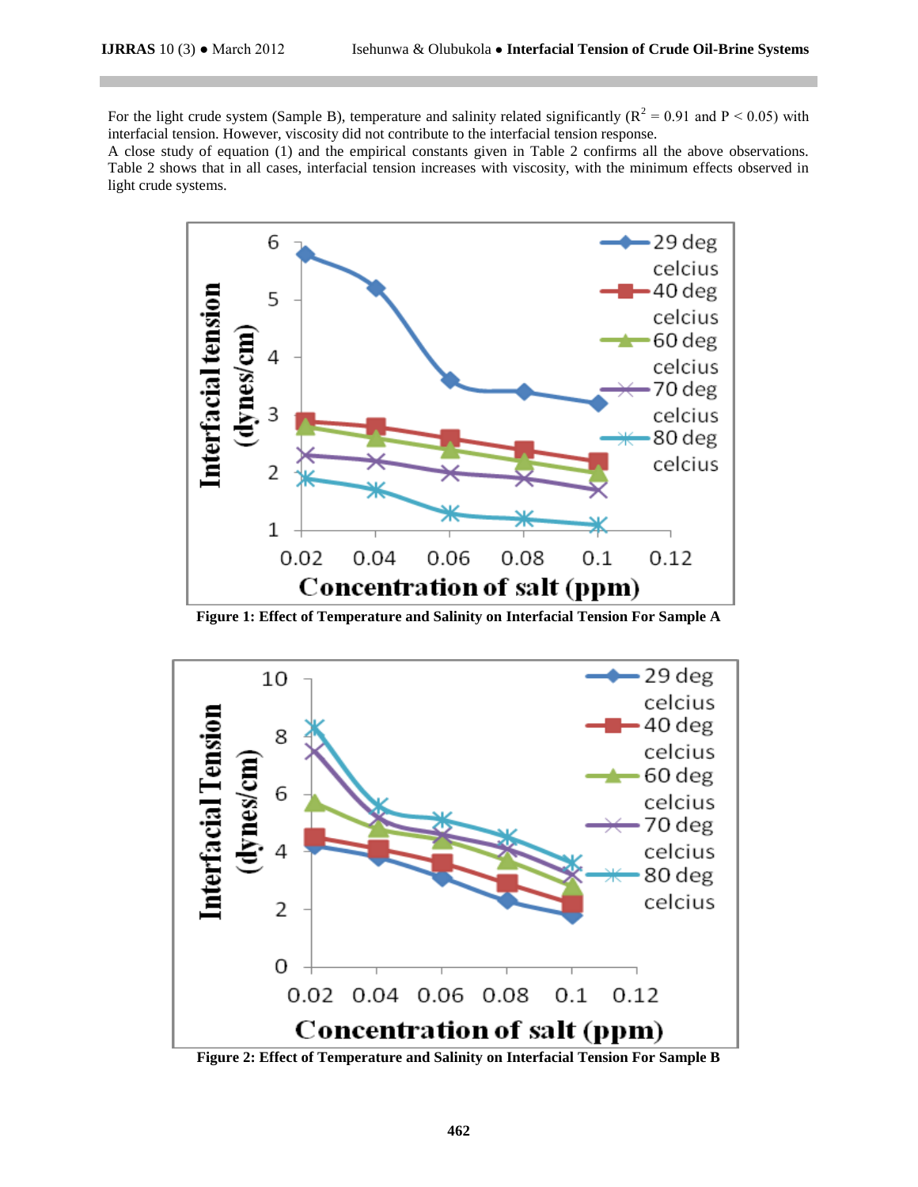For the light crude system (Sample B), temperature and salinity related significantly ($R^2 = 0.91$ and $P < 0.05$) with interfacial tension. However, viscosity did not contribute to the interfacial tension response.

A close study of equation (1) and the empirical constants given in Table 2 confirms all the above observations. Table 2 shows that in all cases, interfacial tension increases with viscosity, with the minimum effects observed in light crude systems.

**Figure 1: Effect of Temperature and Salinity on Interfacial Tension For Sample A**

**Figure 2: Effect of Temperature and Salinity on Interfacial Tension For Sample B**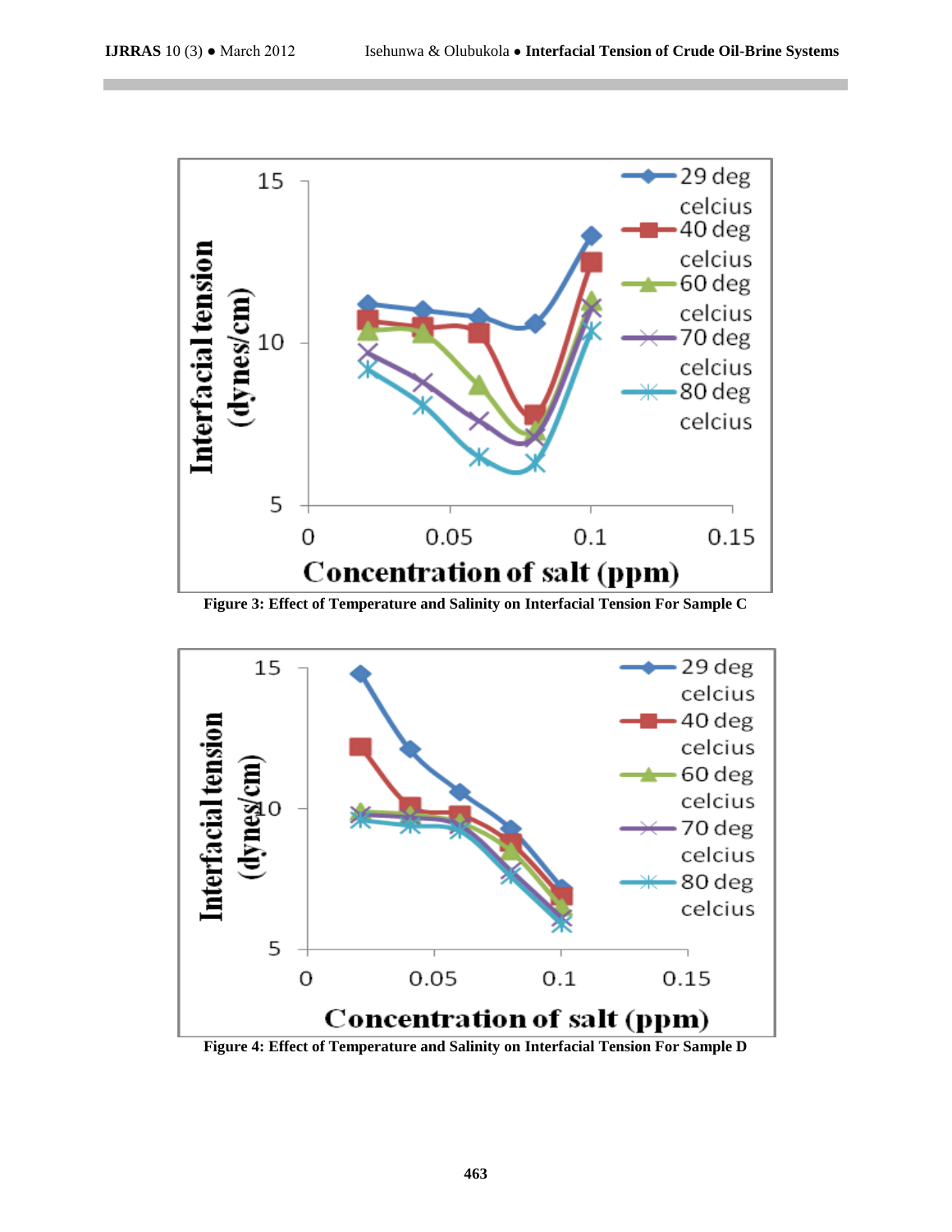Figure 3: Effect of Temperature and Salinity on Interfacial Tension For Sample C

Figure 4: Effect of Temperature and Salinity on Interfacial Tension For Sample D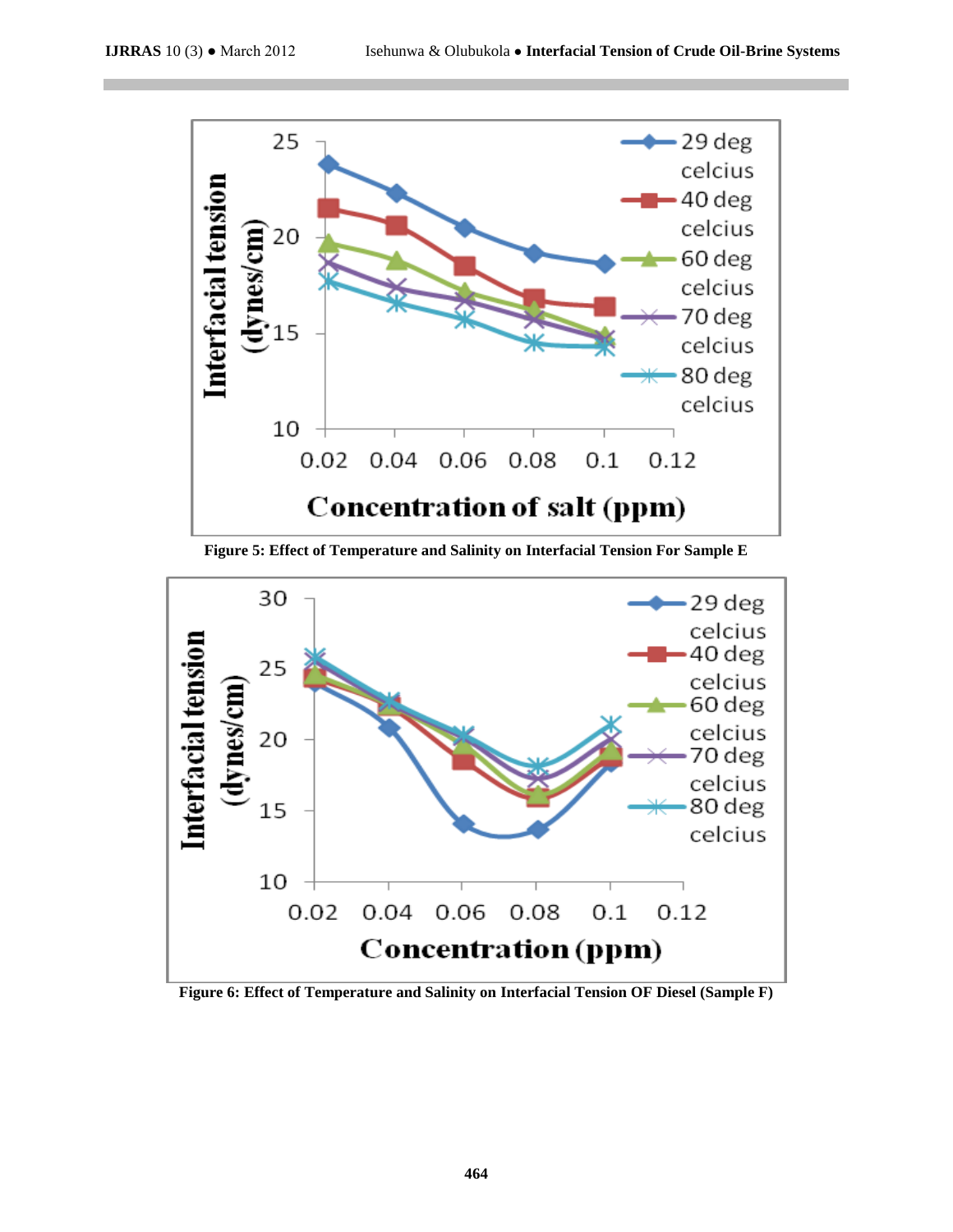Figure 5: Effect of Temperature and Salinity on Interfacial Tension For Sample E

Figure 6: Effect of Temperature and Salinity on Interfacial Tension OF Diesel (Sample F)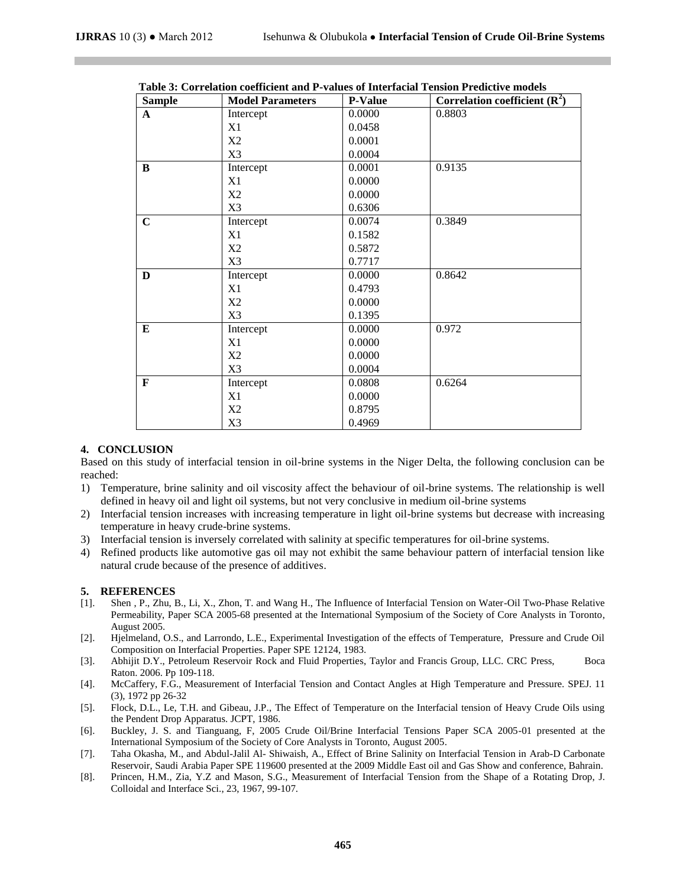**Table 3: Correlation coefficient and P-values of Interfacial Tension Predictive models**

| Sample | Model Parameters | P-Value | Correlation coefficient ($R^2$) |
|---|---|---|---|
| **A** | Intercept | 0.0000 | 0.8803 |
| | X1 | 0.0458 | |
| | X2 | 0.0001 | |
| | X3 | 0.0004 | |
| **B** | Intercept | 0.0001 | 0.9135 |
| | X1 | 0.0000 | |
| | X2 | 0.0000 | |
| | X3 | 0.6306 | |
| **C** | Intercept | 0.0074 | 0.3849 |
| | X1 | 0.1582 | |
| | X2 | 0.5872 | |
| | X3 | 0.7717 | |
| **D** | Intercept | 0.0000 | 0.8642 |
| | X1 | 0.4793 | |
| | X2 | 0.0000 | |
| | X3 | 0.1395 | |
| **E** | Intercept | 0.0000 | 0.972 |
| | X1 | 0.0000 | |
| | X2 | 0.0000 | |
| | X3 | 0.0004 | |
| **F** | Intercept | 0.0808 | 0.6264 |
| | X1 | 0.0000 | |
| | X2 | 0.8795 | |
| | X3 | 0.4969 | |

## 4. CONCLUSION

Based on this study of interfacial tension in oil-brine systems in the Niger Delta, the following conclusion can be reached:

1) Temperature, brine salinity and oil viscosity affect the behaviour of oil-brine systems. The relationship is well defined in heavy oil and light oil systems, but not very conclusive in medium oil-brine systems
2) Interfacial tension increases with increasing temperature in light oil-brine systems but decrease with increasing temperature in heavy crude-brine systems.
3) Interfacial tension is inversely correlated with salinity at specific temperatures for oil-brine systems.
4) Refined products like automotive gas oil may not exhibit the same behaviour pattern of interfacial tension like natural crude because of the presence of additives.

## 5. REFERENCES

[1]. Shen , P., Zhu, B., Li, X., Zhon, T. and Wang H., The Influence of Interfacial Tension on Water-Oil Two-Phase Relative Permeability, Paper SCA 2005-68 presented at the International Symposium of the Society of Core Analysts in Toronto, August 2005.

[2]. Hjelmeland, O.S., and Larrondo, L.E., Experimental Investigation of the effects of Temperature, Pressure and Crude Oil Composition on Interfacial Properties. Paper SPE 12124, 1983.

[3]. Abhijit D.Y., Petroleum Reservoir Rock and Fluid Properties, Taylor and Francis Group, LLC. CRC Press, Boca Raton. 2006. Pp 109-118.

[4]. McCaffery, F.G., Measurement of Interfacial Tension and Contact Angles at High Temperature and Pressure. SPEJ. 11 (3), 1972 pp 26-32

[5]. Flock, D.L., Le, T.H. and Gibeau, J.P., The Effect of Temperature on the Interfacial tension of Heavy Crude Oils using the Pendent Drop Apparatus. JCPT, 1986.

[6]. Buckley, J. S. and Tianguang, F, 2005 Crude Oil/Brine Interfacial Tensions Paper SCA 2005-01 presented at the International Symposium of the Society of Core Analysts in Toronto, August 2005.

[7]. Taha Okasha, M., and Abdul-Jalil Al- Shiwaish, A., Effect of Brine Salinity on Interfacial Tension in Arab-D Carbonate Reservoir, Saudi Arabia Paper SPE 119600 presented at the 2009 Middle East oil and Gas Show and conference, Bahrain.

[8]. Princen, H.M., Zia, Y.Z and Mason, S.G., Measurement of Interfacial Tension from the Shape of a Rotating Drop, J. Colloidal and Interface Sci., 23, 1967, 99-107.